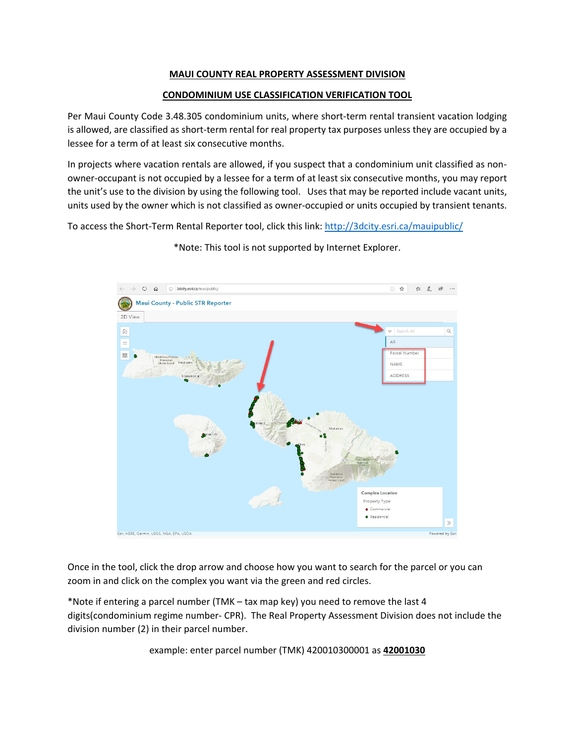## MAUI COUNTY REAL PROPERTY ASSESSMENT DIVISION

## CONDOMINIUM USE CLASSIFICATION VERIFICATION TOOL

Per Maui County Code 3.48.305 condominium units, where short-term rental transient vacation lodging is allowed, are classified as short-term rental for real property tax purposes unless they are occupied by a lessee for a term of at least six consecutive months.

In projects where vacation rentals are allowed, if you suspect that a condominium unit classified as non-owner-occupant is not occupied by a lessee for a term of at least six consecutive months, you may report the unit's use to the division by using the following tool. Uses that may be reported include vacant units, units used by the owner which is not classified as owner-occupied or units occupied by transient tenants.

To access the Short-Term Rental Reporter tool, click this link: http://3dcity.esri.ca/mauipublic/

*Note: This tool is not supported by Internet Explorer.

Once in the tool, click the drop arrow and choose how you want to search for the parcel or you can zoom in and click on the complex you want via the green and red circles.

*Note if entering a parcel number (TMK – tax map key) you need to remove the last 4 digits(condominium regime number- CPR). The Real Property Assessment Division does not include the division number (2) in their parcel number.

example: enter parcel number (TMK) 420010300001 as **42001030**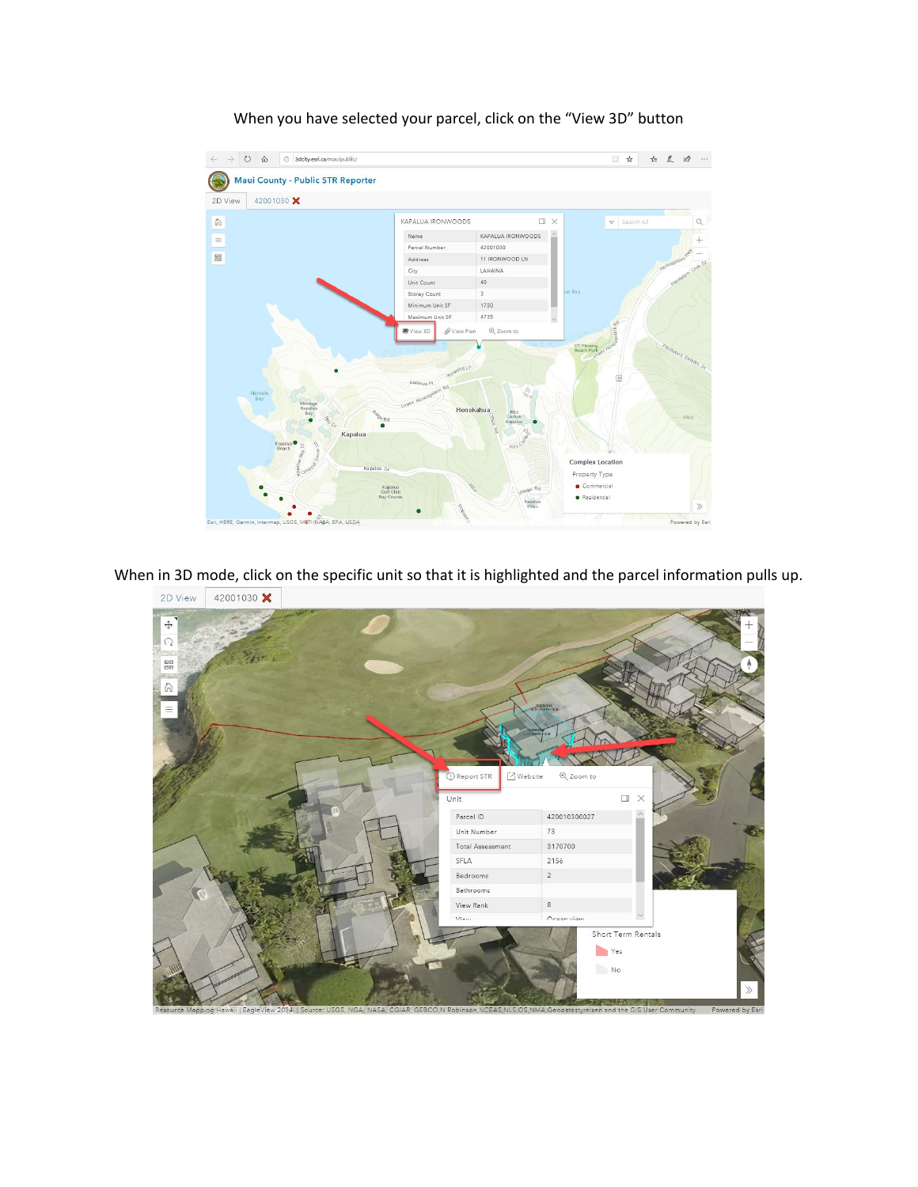When you have selected your parcel, click on the "View 3D" button

When in 3D mode, click on the specific unit so that it is highlighted and the parcel information pulls up.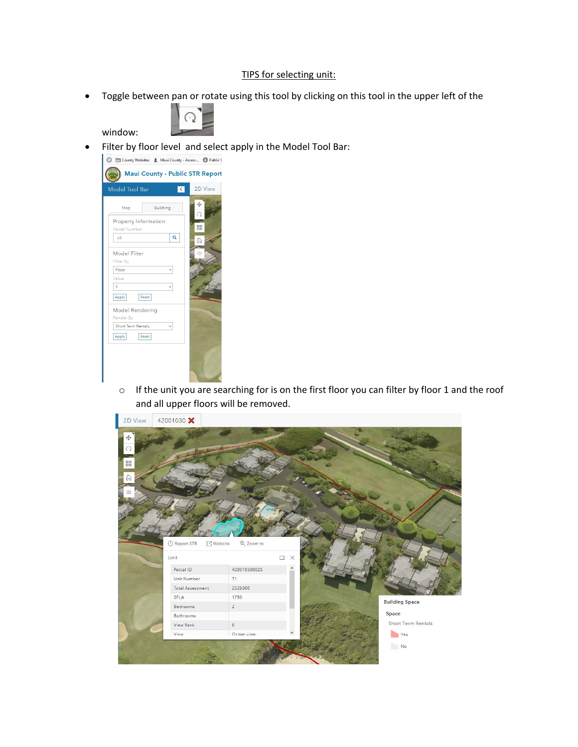TIPS for selecting unit:

- Toggle between pan or rotate using this tool by clicking on this tool in the upper left of the window:
- Filter by floor level and select apply in the Model Tool Bar:
    - If the unit you are searching for is on the first floor you can filter by floor 1 and the roof and all upper floors will be removed.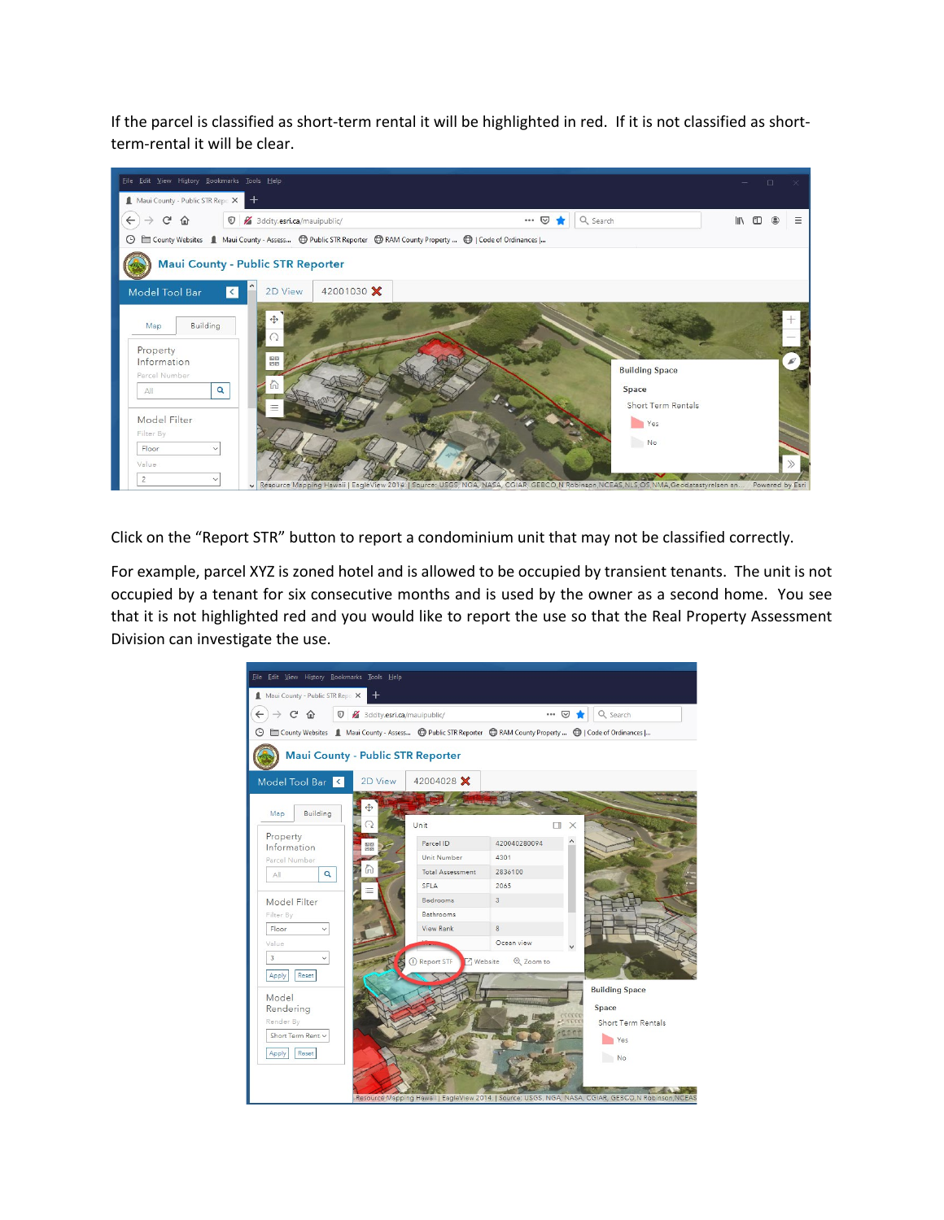If the parcel is classified as short-term rental it will be highlighted in red. If it is not classified as short-term-rental it will be clear.

Click on the "Report STR" button to report a condominium unit that may not be classified correctly.

For example, parcel XYZ is zoned hotel and is allowed to be occupied by transient tenants. The unit is not occupied by a tenant for six consecutive months and is used by the owner as a second home. You see that it is not highlighted red and you would like to report the use so that the Real Property Assessment Division can investigate the use.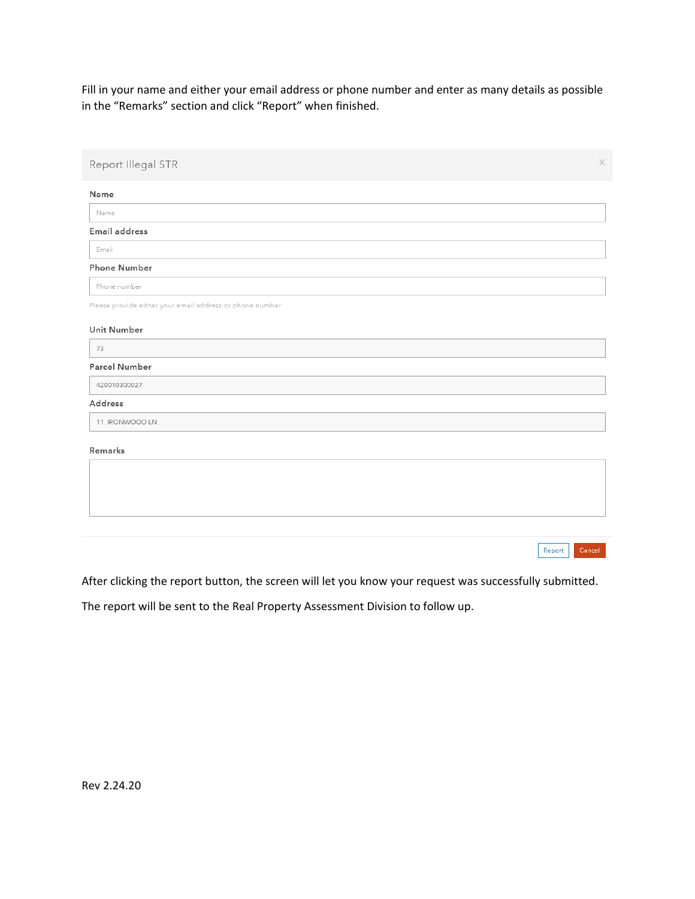Fill in your name and either your email address or phone number and enter as many details as possible in the “Remarks” section and click “Report” when finished.

Report Illegal STR

x

**Name**

Name

**Email address**

Email

**Phone Number**

Phone number

Please provide either your email address or phone number

**Unit Number**

73

**Parcel Number**

420010300027

**Address**

11 IRONWOOD LN

**Remarks**

Report Cancel

After clicking the report button, the screen will let you know your request was successfully submitted.

The report will be sent to the Real Property Assessment Division to follow up.

Rev 2.24.20